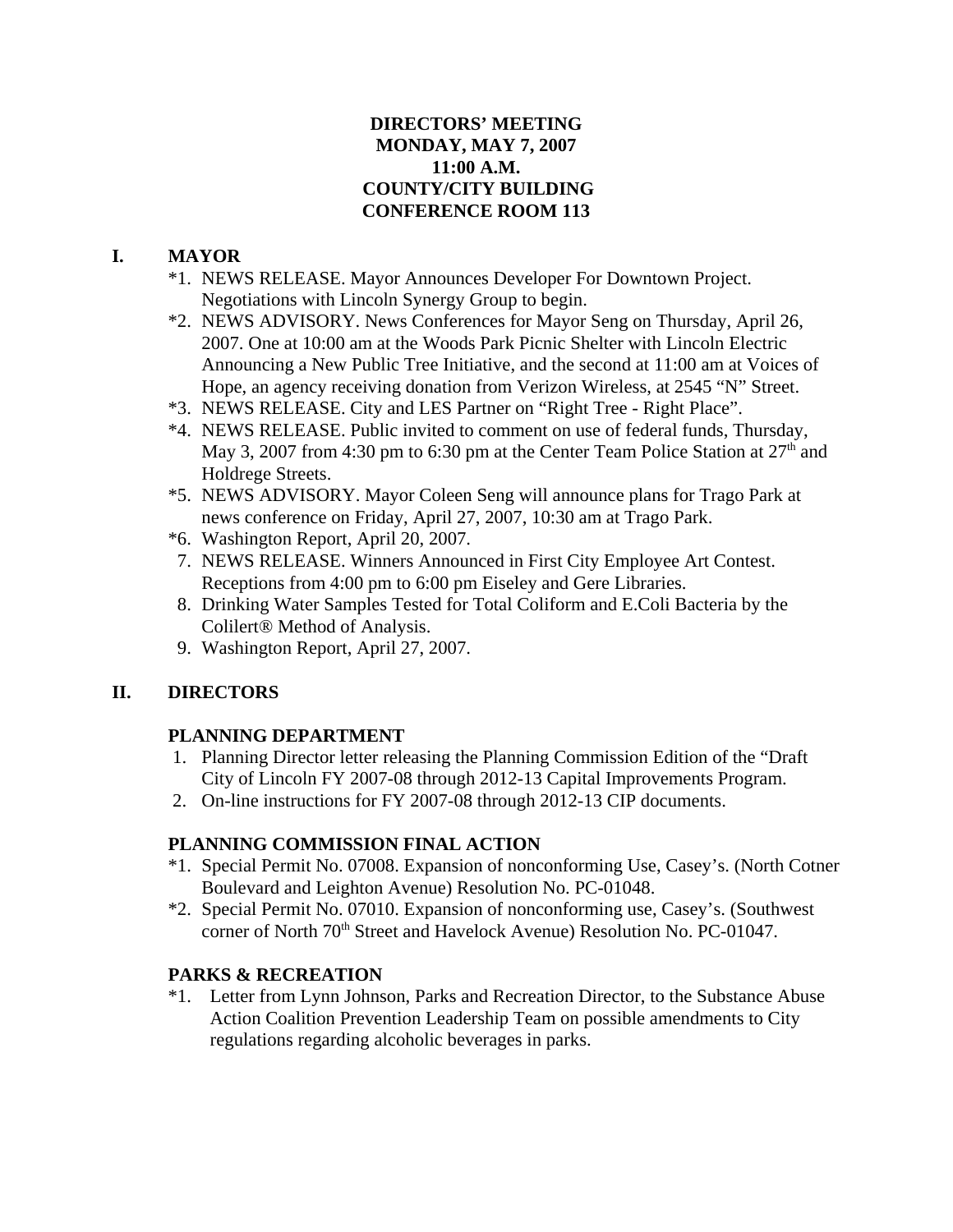**DIRECTORS' MEETING**
**MONDAY, MAY 7, 2007**
**11:00 A.M.**
**COUNTY/CITY BUILDING**
**CONFERENCE ROOM 113**

## I. MAYOR

*1. NEWS RELEASE. Mayor Announces Developer For Downtown Project. Negotiations with Lincoln Synergy Group to begin.

*2. NEWS ADVISORY. News Conferences for Mayor Seng on Thursday, April 26, 2007. One at 10:00 am at the Woods Park Picnic Shelter with Lincoln Electric Announcing a New Public Tree Initiative, and the second at 11:00 am at Voices of Hope, an agency receiving donation from Verizon Wireless, at 2545 "N" Street.

*3. NEWS RELEASE. City and LES Partner on "Right Tree - Right Place".

*4. NEWS RELEASE. Public invited to comment on use of federal funds, Thursday, May 3, 2007 from 4:30 pm to 6:30 pm at the Center Team Police Station at 27th and Holdrege Streets.

*5. NEWS ADVISORY. Mayor Coleen Seng will announce plans for Trago Park at news conference on Friday, April 27, 2007, 10:30 am at Trago Park.

*6. Washington Report, April 20, 2007.

7. NEWS RELEASE. Winners Announced in First City Employee Art Contest. Receptions from 4:00 pm to 6:00 pm Eiseley and Gere Libraries.

8. Drinking Water Samples Tested for Total Coliform and E.Coli Bacteria by the Colilert® Method of Analysis.

9. Washington Report, April 27, 2007.

## II. DIRECTORS

### PLANNING DEPARTMENT

1. Planning Director letter releasing the Planning Commission Edition of the "Draft City of Lincoln FY 2007-08 through 2012-13 Capital Improvements Program.
2. On-line instructions for FY 2007-08 through 2012-13 CIP documents.

### PLANNING COMMISSION FINAL ACTION

*1. Special Permit No. 07008. Expansion of nonconforming Use, Casey's. (North Cotner Boulevard and Leighton Avenue) Resolution No. PC-01048.

*2. Special Permit No. 07010. Expansion of nonconforming use, Casey's. (Southwest corner of North 70th Street and Havelock Avenue) Resolution No. PC-01047.

### PARKS & RECREATION

*1. Letter from Lynn Johnson, Parks and Recreation Director, to the Substance Abuse Action Coalition Prevention Leadership Team on possible amendments to City regulations regarding alcoholic beverages in parks.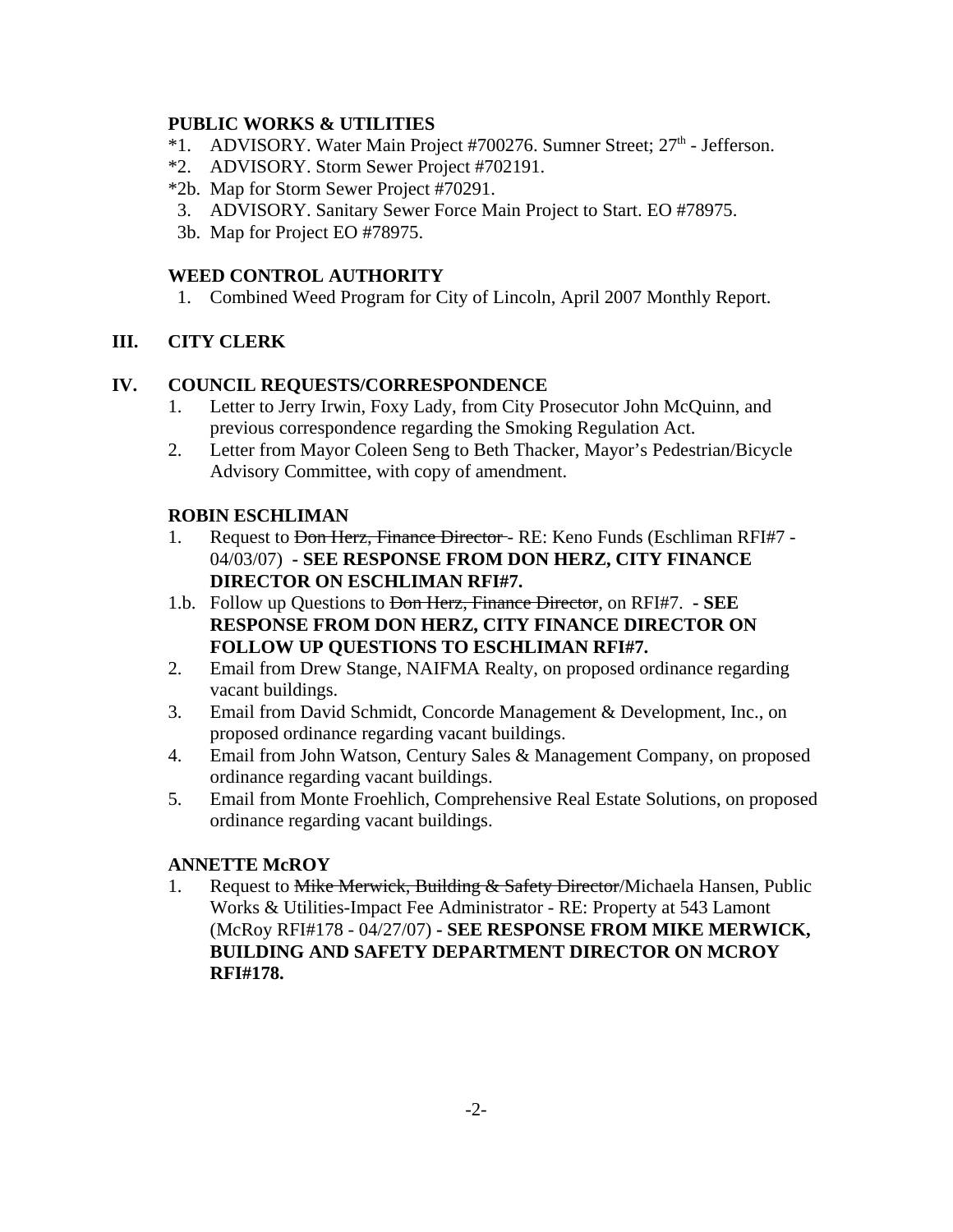**PUBLIC WORKS & UTILITIES**

*1. ADVISORY. Water Main Project #700276. Sumner Street; 27th - Jefferson.
*2. ADVISORY. Storm Sewer Project #702191.
*2b. Map for Storm Sewer Project #70291.
3. ADVISORY. Sanitary Sewer Force Main Project to Start. EO #78975.
3b. Map for Project EO #78975.

**WEED CONTROL AUTHORITY**

1. Combined Weed Program for City of Lincoln, April 2007 Monthly Report.

## III. CITY CLERK

## IV. COUNCIL REQUESTS/CORRESPONDENCE

1. Letter to Jerry Irwin, Foxy Lady, from City Prosecutor John McQuinn, and previous correspondence regarding the Smoking Regulation Act.
2. Letter from Mayor Coleen Seng to Beth Thacker, Mayor's Pedestrian/Bicycle Advisory Committee, with copy of amendment.

**ROBIN ESCHLIMAN**

1. Request to ~~Don Herz, Finance Director~~ - RE: Keno Funds (Eschliman RFI#7 - 04/03/07) **- SEE RESPONSE FROM DON HERZ, CITY FINANCE DIRECTOR ON ESCHLIMAN RFI#7.**

1.b. Follow up Questions to ~~Don Herz, Finance Director~~, on RFI#7. **- SEE RESPONSE FROM DON HERZ, CITY FINANCE DIRECTOR ON FOLLOW UP QUESTIONS TO ESCHLIMAN RFI#7.**

2. Email from Drew Stange, NAIFMA Realty, on proposed ordinance regarding vacant buildings.
3. Email from David Schmidt, Concorde Management & Development, Inc., on proposed ordinance regarding vacant buildings.
4. Email from John Watson, Century Sales & Management Company, on proposed ordinance regarding vacant buildings.
5. Email from Monte Froehlich, Comprehensive Real Estate Solutions, on proposed ordinance regarding vacant buildings.

**ANNETTE McROY**

1. Request to ~~Mike Merwick, Building & Safety Director~~/Michaela Hansen, Public Works & Utilities-Impact Fee Administrator - RE: Property at 543 Lamont (McRoy RFI#178 - 04/27/07) **- SEE RESPONSE FROM MIKE MERWICK, BUILDING AND SAFETY DEPARTMENT DIRECTOR ON MCROY RFI#178.**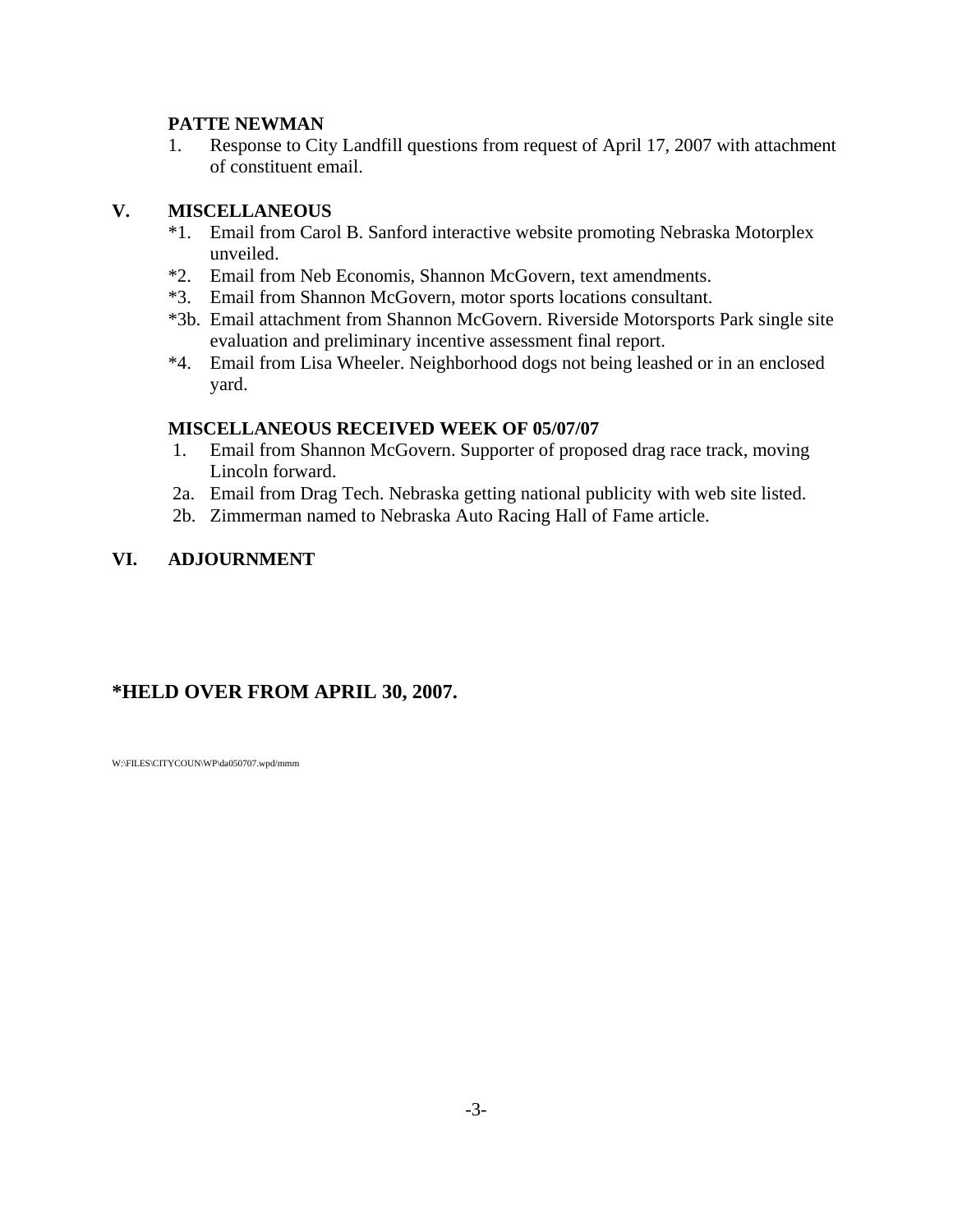**PATTE NEWMAN**

1. Response to City Landfill questions from request of April 17, 2007 with attachment of constituent email.

## V. MISCELLANEOUS

*1. Email from Carol B. Sanford interactive website promoting Nebraska Motorplex unveiled.

*2. Email from Neb Economis, Shannon McGovern, text amendments.

*3. Email from Shannon McGovern, motor sports locations consultant.

*3b. Email attachment from Shannon McGovern. Riverside Motorsports Park single site evaluation and preliminary incentive assessment final report.

*4. Email from Lisa Wheeler. Neighborhood dogs not being leashed or in an enclosed yard.

**MISCELLANEOUS RECEIVED WEEK OF 05/07/07**

1. Email from Shannon McGovern. Supporter of proposed drag race track, moving Lincoln forward.

2a. Email from Drag Tech. Nebraska getting national publicity with web site listed.

2b. Zimmerman named to Nebraska Auto Racing Hall of Fame article.

## VI. ADJOURNMENT

**\*HELD OVER FROM APRIL 30, 2007.**

W:\FILES\CITYCOUN\WP\da050707.wpd/mmm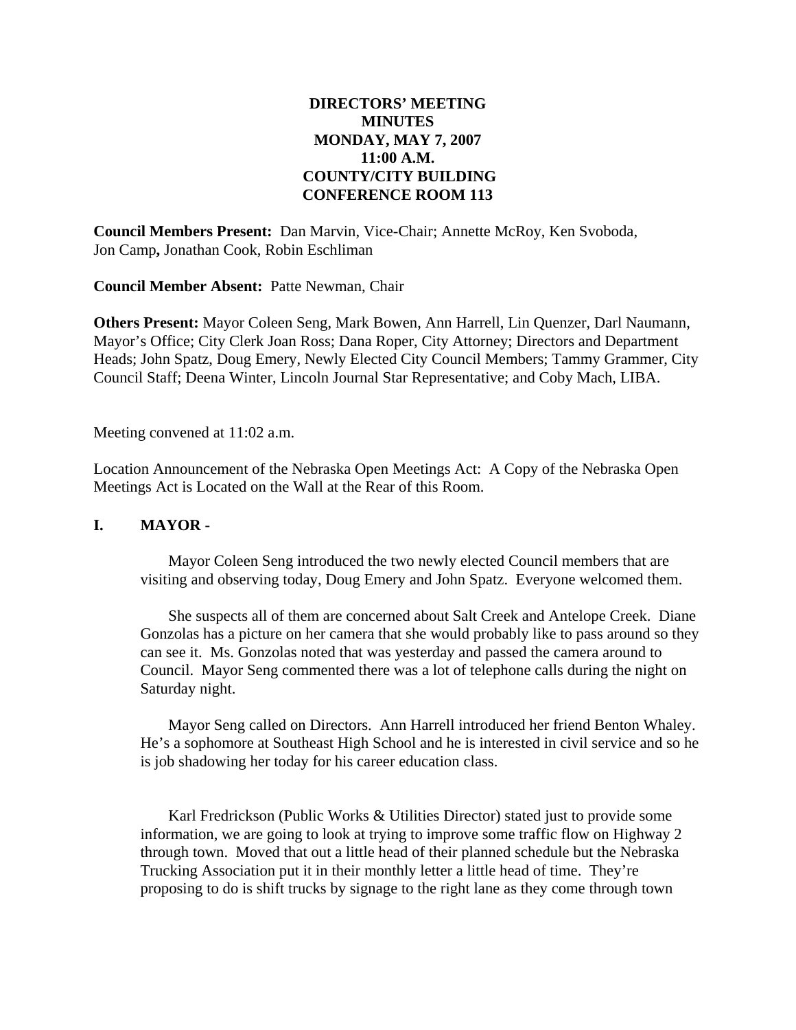**DIRECTORS' MEETING**
**MINUTES**
**MONDAY, MAY 7, 2007**
**11:00 A.M.**
**COUNTY/CITY BUILDING**
**CONFERENCE ROOM 113**

**Council Members Present:** Dan Marvin, Vice-Chair; Annette McRoy, Ken Svoboda, Jon Camp**,** Jonathan Cook, Robin Eschliman

**Council Member Absent:** Patte Newman, Chair

**Others Present:** Mayor Coleen Seng, Mark Bowen, Ann Harrell, Lin Quenzer, Darl Naumann, Mayor's Office; City Clerk Joan Ross; Dana Roper, City Attorney; Directors and Department Heads; John Spatz, Doug Emery, Newly Elected City Council Members; Tammy Grammer, City Council Staff; Deena Winter, Lincoln Journal Star Representative; and Coby Mach, LIBA.

Meeting convened at 11:02 a.m.

Location Announcement of the Nebraska Open Meetings Act: A Copy of the Nebraska Open Meetings Act is Located on the Wall at the Rear of this Room.

## I. MAYOR -

Mayor Coleen Seng introduced the two newly elected Council members that are visiting and observing today, Doug Emery and John Spatz. Everyone welcomed them.

She suspects all of them are concerned about Salt Creek and Antelope Creek. Diane Gonzolas has a picture on her camera that she would probably like to pass around so they can see it. Ms. Gonzolas noted that was yesterday and passed the camera around to Council. Mayor Seng commented there was a lot of telephone calls during the night on Saturday night.

Mayor Seng called on Directors. Ann Harrell introduced her friend Benton Whaley. He's a sophomore at Southeast High School and he is interested in civil service and so he is job shadowing her today for his career education class.

Karl Fredrickson (Public Works & Utilities Director) stated just to provide some information, we are going to look at trying to improve some traffic flow on Highway 2 through town. Moved that out a little head of their planned schedule but the Nebraska Trucking Association put it in their monthly letter a little head of time. They're proposing to do is shift trucks by signage to the right lane as they come through town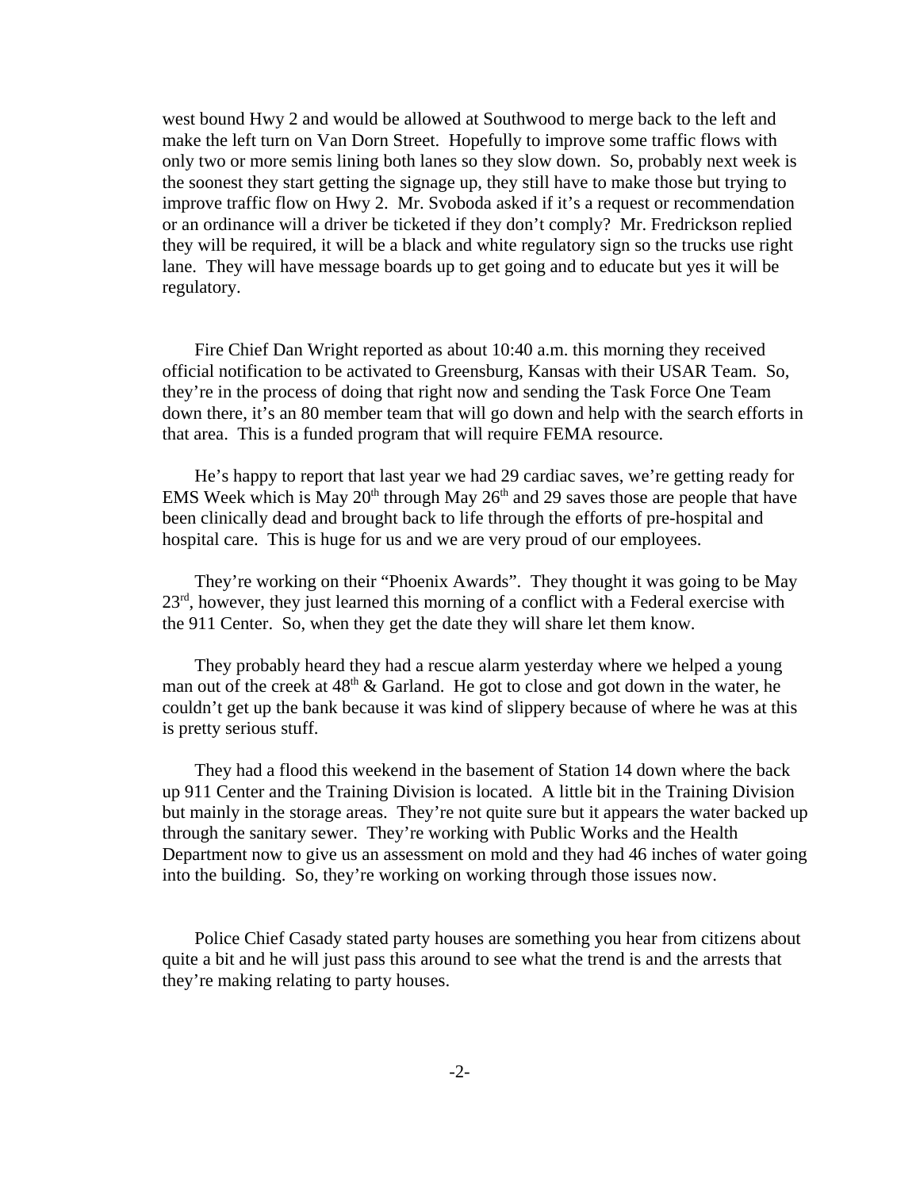west bound Hwy 2 and would be allowed at Southwood to merge back to the left and make the left turn on Van Dorn Street. Hopefully to improve some traffic flows with only two or more semis lining both lanes so they slow down. So, probably next week is the soonest they start getting the signage up, they still have to make those but trying to improve traffic flow on Hwy 2. Mr. Svoboda asked if it's a request or recommendation or an ordinance will a driver be ticketed if they don't comply? Mr. Fredrickson replied they will be required, it will be a black and white regulatory sign so the trucks use right lane. They will have message boards up to get going and to educate but yes it will be regulatory.

Fire Chief Dan Wright reported as about 10:40 a.m. this morning they received official notification to be activated to Greensburg, Kansas with their USAR Team. So, they're in the process of doing that right now and sending the Task Force One Team down there, it's an 80 member team that will go down and help with the search efforts in that area. This is a funded program that will require FEMA resource.

He's happy to report that last year we had 29 cardiac saves, we're getting ready for EMS Week which is May 20th through May 26th and 29 saves those are people that have been clinically dead and brought back to life through the efforts of pre-hospital and hospital care. This is huge for us and we are very proud of our employees.

They're working on their "Phoenix Awards". They thought it was going to be May 23rd, however, they just learned this morning of a conflict with a Federal exercise with the 911 Center. So, when they get the date they will share let them know.

They probably heard they had a rescue alarm yesterday where we helped a young man out of the creek at 48th & Garland. He got to close and got down in the water, he couldn't get up the bank because it was kind of slippery because of where he was at this is pretty serious stuff.

They had a flood this weekend in the basement of Station 14 down where the back up 911 Center and the Training Division is located. A little bit in the Training Division but mainly in the storage areas. They're not quite sure but it appears the water backed up through the sanitary sewer. They're working with Public Works and the Health Department now to give us an assessment on mold and they had 46 inches of water going into the building. So, they're working on working through those issues now.

Police Chief Casady stated party houses are something you hear from citizens about quite a bit and he will just pass this around to see what the trend is and the arrests that they're making relating to party houses.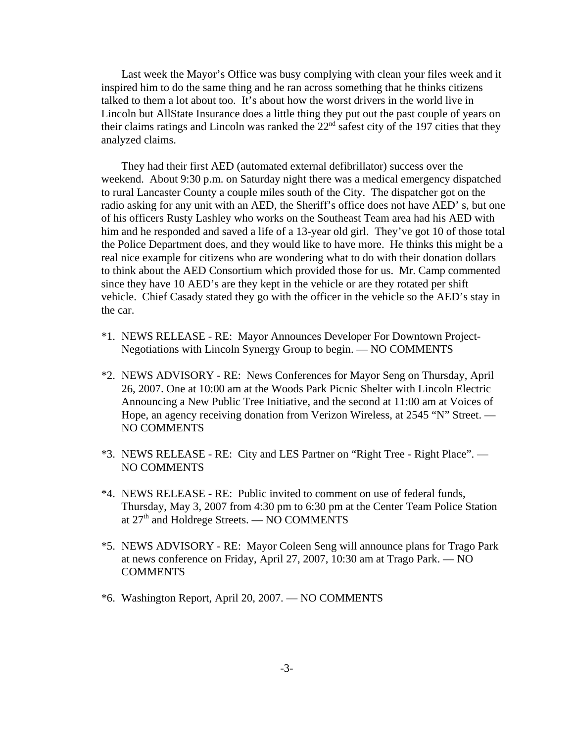Last week the Mayor's Office was busy complying with clean your files week and it inspired him to do the same thing and he ran across something that he thinks citizens talked to them a lot about too. It's about how the worst drivers in the world live in Lincoln but AllState Insurance does a little thing they put out the past couple of years on their claims ratings and Lincoln was ranked the 22nd safest city of the 197 cities that they analyzed claims.

They had their first AED (automated external defibrillator) success over the weekend. About 9:30 p.m. on Saturday night there was a medical emergency dispatched to rural Lancaster County a couple miles south of the City. The dispatcher got on the radio asking for any unit with an AED, the Sheriff's office does not have AED' s, but one of his officers Rusty Lashley who works on the Southeast Team area had his AED with him and he responded and saved a life of a 13-year old girl. They've got 10 of those total the Police Department does, and they would like to have more. He thinks this might be a real nice example for citizens who are wondering what to do with their donation dollars to think about the AED Consortium which provided those for us. Mr. Camp commented since they have 10 AED's are they kept in the vehicle or are they rotated per shift vehicle. Chief Casady stated they go with the officer in the vehicle so the AED's stay in the car.

*1. NEWS RELEASE - RE: Mayor Announces Developer For Downtown Project-Negotiations with Lincoln Synergy Group to begin. — NO COMMENTS

*2. NEWS ADVISORY - RE: News Conferences for Mayor Seng on Thursday, April 26, 2007. One at 10:00 am at the Woods Park Picnic Shelter with Lincoln Electric Announcing a New Public Tree Initiative, and the second at 11:00 am at Voices of Hope, an agency receiving donation from Verizon Wireless, at 2545 "N" Street. — NO COMMENTS

*3. NEWS RELEASE - RE: City and LES Partner on "Right Tree - Right Place". — NO COMMENTS

*4. NEWS RELEASE - RE: Public invited to comment on use of federal funds, Thursday, May 3, 2007 from 4:30 pm to 6:30 pm at the Center Team Police Station at 27th and Holdrege Streets. — NO COMMENTS

*5. NEWS ADVISORY - RE: Mayor Coleen Seng will announce plans for Trago Park at news conference on Friday, April 27, 2007, 10:30 am at Trago Park. — NO COMMENTS

*6. Washington Report, April 20, 2007. — NO COMMENTS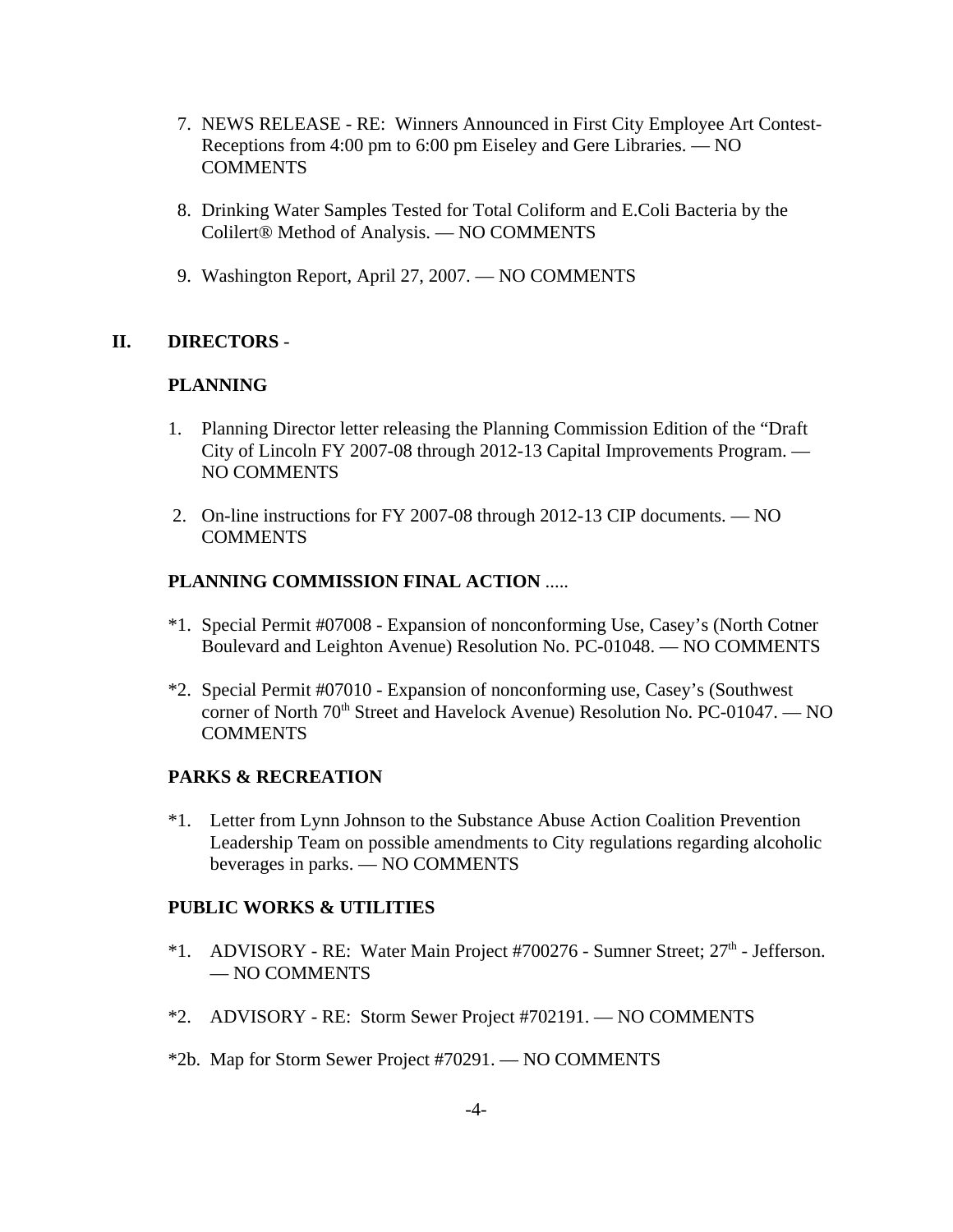7. NEWS RELEASE - RE: Winners Announced in First City Employee Art Contest-Receptions from 4:00 pm to 6:00 pm Eiseley and Gere Libraries. — NO COMMENTS

8. Drinking Water Samples Tested for Total Coliform and E.Coli Bacteria by the Colilert® Method of Analysis. — NO COMMENTS

9. Washington Report, April 27, 2007. — NO COMMENTS

## II. DIRECTORS -

### PLANNING

1. Planning Director letter releasing the Planning Commission Edition of the "Draft City of Lincoln FY 2007-08 through 2012-13 Capital Improvements Program. — NO COMMENTS

2. On-line instructions for FY 2007-08 through 2012-13 CIP documents. — NO COMMENTS

### PLANNING COMMISSION FINAL ACTION .....

*1. Special Permit #07008 - Expansion of nonconforming Use, Casey's (North Cotner Boulevard and Leighton Avenue) Resolution No. PC-01048. — NO COMMENTS

*2. Special Permit #07010 - Expansion of nonconforming use, Casey's (Southwest corner of North 70th Street and Havelock Avenue) Resolution No. PC-01047. — NO COMMENTS

### PARKS & RECREATION

*1. Letter from Lynn Johnson to the Substance Abuse Action Coalition Prevention Leadership Team on possible amendments to City regulations regarding alcoholic beverages in parks. — NO COMMENTS

### PUBLIC WORKS & UTILITIES

*1. ADVISORY - RE: Water Main Project #700276 - Sumner Street; 27th - Jefferson. — NO COMMENTS

*2. ADVISORY - RE: Storm Sewer Project #702191. — NO COMMENTS

*2b. Map for Storm Sewer Project #70291. — NO COMMENTS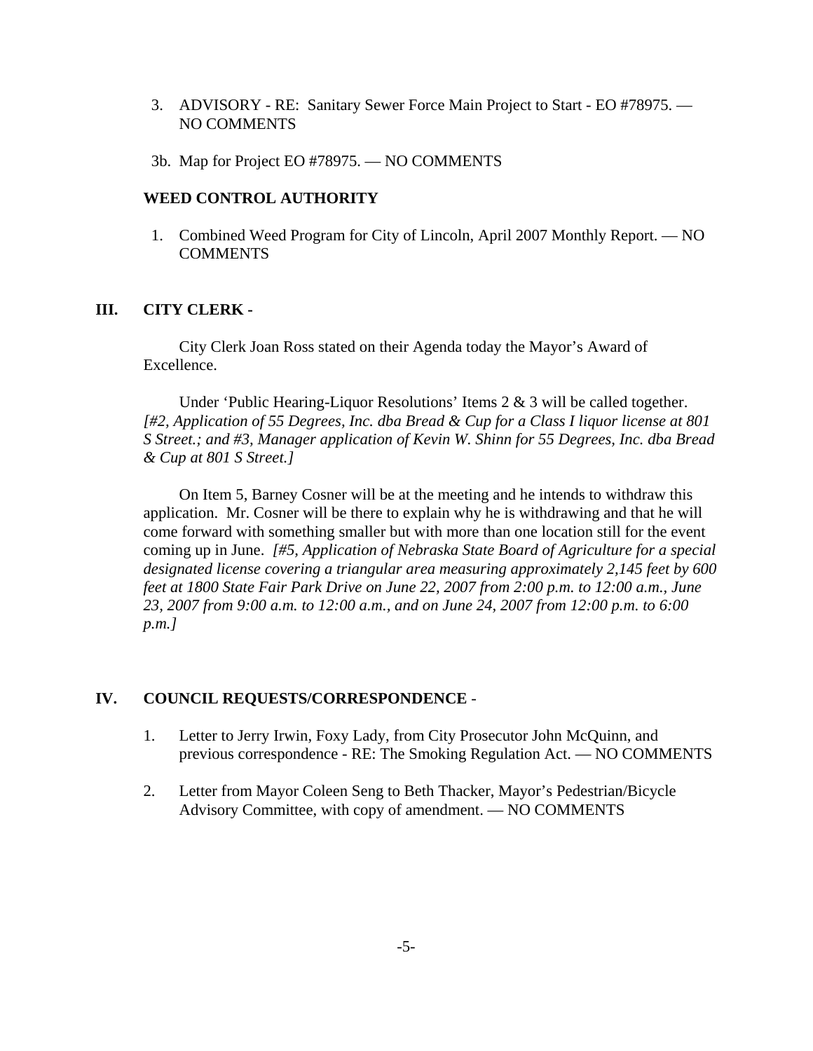3. ADVISORY - RE: Sanitary Sewer Force Main Project to Start - EO #78975. — NO COMMENTS

3b. Map for Project EO #78975. — NO COMMENTS

**WEED CONTROL AUTHORITY**

1. Combined Weed Program for City of Lincoln, April 2007 Monthly Report. — NO COMMENTS

## III. CITY CLERK -

City Clerk Joan Ross stated on their Agenda today the Mayor's Award of Excellence.

Under 'Public Hearing-Liquor Resolutions' Items 2 & 3 will be called together. *[#2, Application of 55 Degrees, Inc. dba Bread & Cup for a Class I liquor license at 801 S Street.; and #3, Manager application of Kevin W. Shinn for 55 Degrees, Inc. dba Bread & Cup at 801 S Street.]*

On Item 5, Barney Cosner will be at the meeting and he intends to withdraw this application. Mr. Cosner will be there to explain why he is withdrawing and that he will come forward with something smaller but with more than one location still for the event coming up in June. *[#5, Application of Nebraska State Board of Agriculture for a special designated license covering a triangular area measuring approximately 2,145 feet by 600 feet at 1800 State Fair Park Drive on June 22, 2007 from 2:00 p.m. to 12:00 a.m., June 23, 2007 from 9:00 a.m. to 12:00 a.m., and on June 24, 2007 from 12:00 p.m. to 6:00 p.m.]*

## IV. COUNCIL REQUESTS/CORRESPONDENCE -

1. Letter to Jerry Irwin, Foxy Lady, from City Prosecutor John McQuinn, and previous correspondence - RE: The Smoking Regulation Act. — NO COMMENTS

2. Letter from Mayor Coleen Seng to Beth Thacker, Mayor's Pedestrian/Bicycle Advisory Committee, with copy of amendment. — NO COMMENTS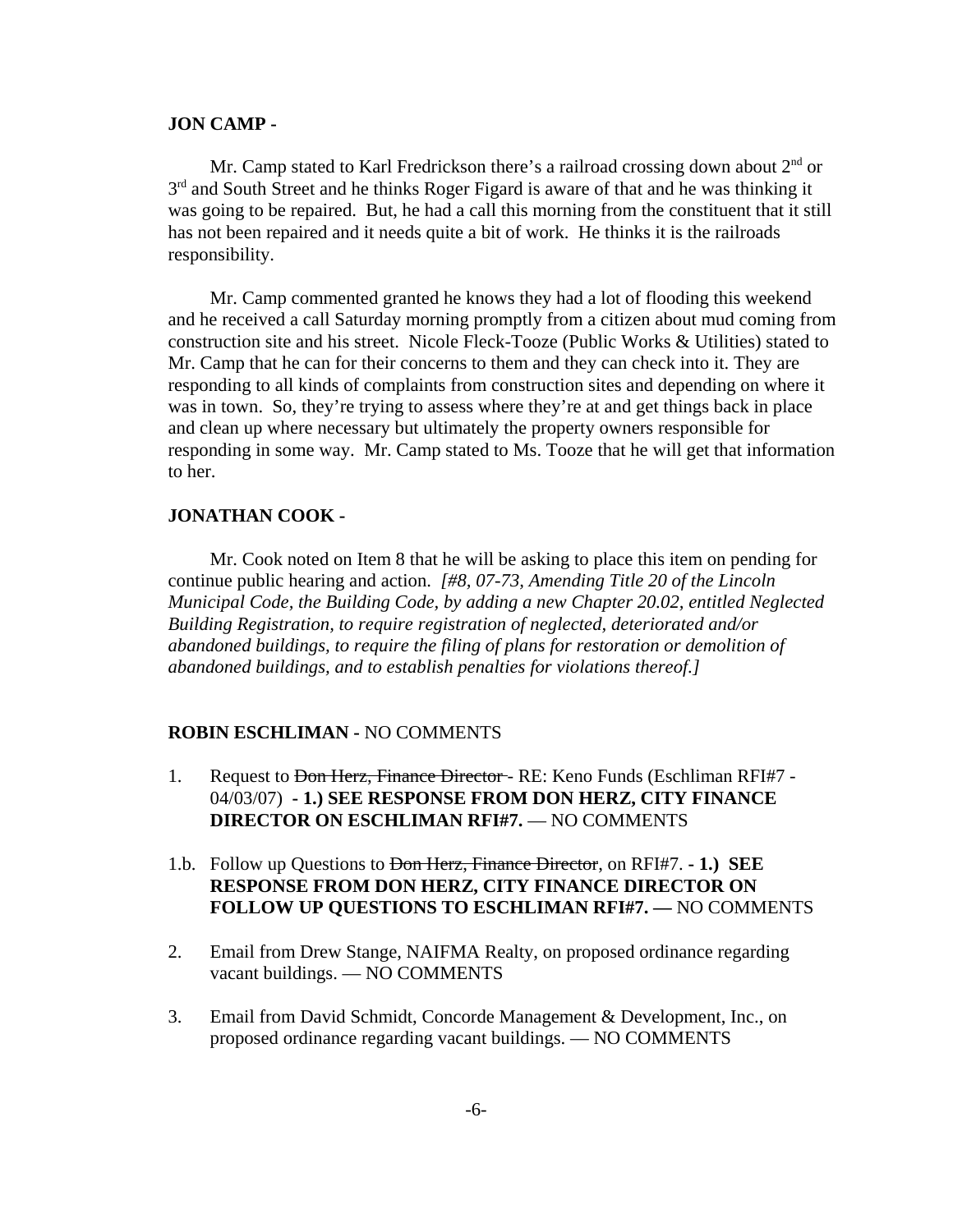**JON CAMP -**

Mr. Camp stated to Karl Fredrickson there's a railroad crossing down about 2nd or 3rd and South Street and he thinks Roger Figard is aware of that and he was thinking it was going to be repaired. But, he had a call this morning from the constituent that it still has not been repaired and it needs quite a bit of work. He thinks it is the railroads responsibility.

Mr. Camp commented granted he knows they had a lot of flooding this weekend and he received a call Saturday morning promptly from a citizen about mud coming from construction site and his street. Nicole Fleck-Tooze (Public Works & Utilities) stated to Mr. Camp that he can for their concerns to them and they can check into it. They are responding to all kinds of complaints from construction sites and depending on where it was in town. So, they're trying to assess where they're at and get things back in place and clean up where necessary but ultimately the property owners responsible for responding in some way. Mr. Camp stated to Ms. Tooze that he will get that information to her.

**JONATHAN COOK -**

Mr. Cook noted on Item 8 that he will be asking to place this item on pending for continue public hearing and action. *[#8, 07-73, Amending Title 20 of the Lincoln Municipal Code, the Building Code, by adding a new Chapter 20.02, entitled Neglected Building Registration, to require registration of neglected, deteriorated and/or abandoned buildings, to require the filing of plans for restoration or demolition of abandoned buildings, and to establish penalties for violations thereof.]*

**ROBIN ESCHLIMAN -** NO COMMENTS

1. Request to ~~Don Herz, Finance Director~~ - RE: Keno Funds (Eschliman RFI#7 - 04/03/07) **- 1.) SEE RESPONSE FROM DON HERZ, CITY FINANCE DIRECTOR ON ESCHLIMAN RFI#7.** — NO COMMENTS

1.b. Follow up Questions to ~~Don Herz, Finance Director~~, on RFI#7. **- 1.) SEE RESPONSE FROM DON HERZ, CITY FINANCE DIRECTOR ON FOLLOW UP QUESTIONS TO ESCHLIMAN RFI#7. —** NO COMMENTS

2. Email from Drew Stange, NAIFMA Realty, on proposed ordinance regarding vacant buildings. — NO COMMENTS

3. Email from David Schmidt, Concorde Management & Development, Inc., on proposed ordinance regarding vacant buildings. — NO COMMENTS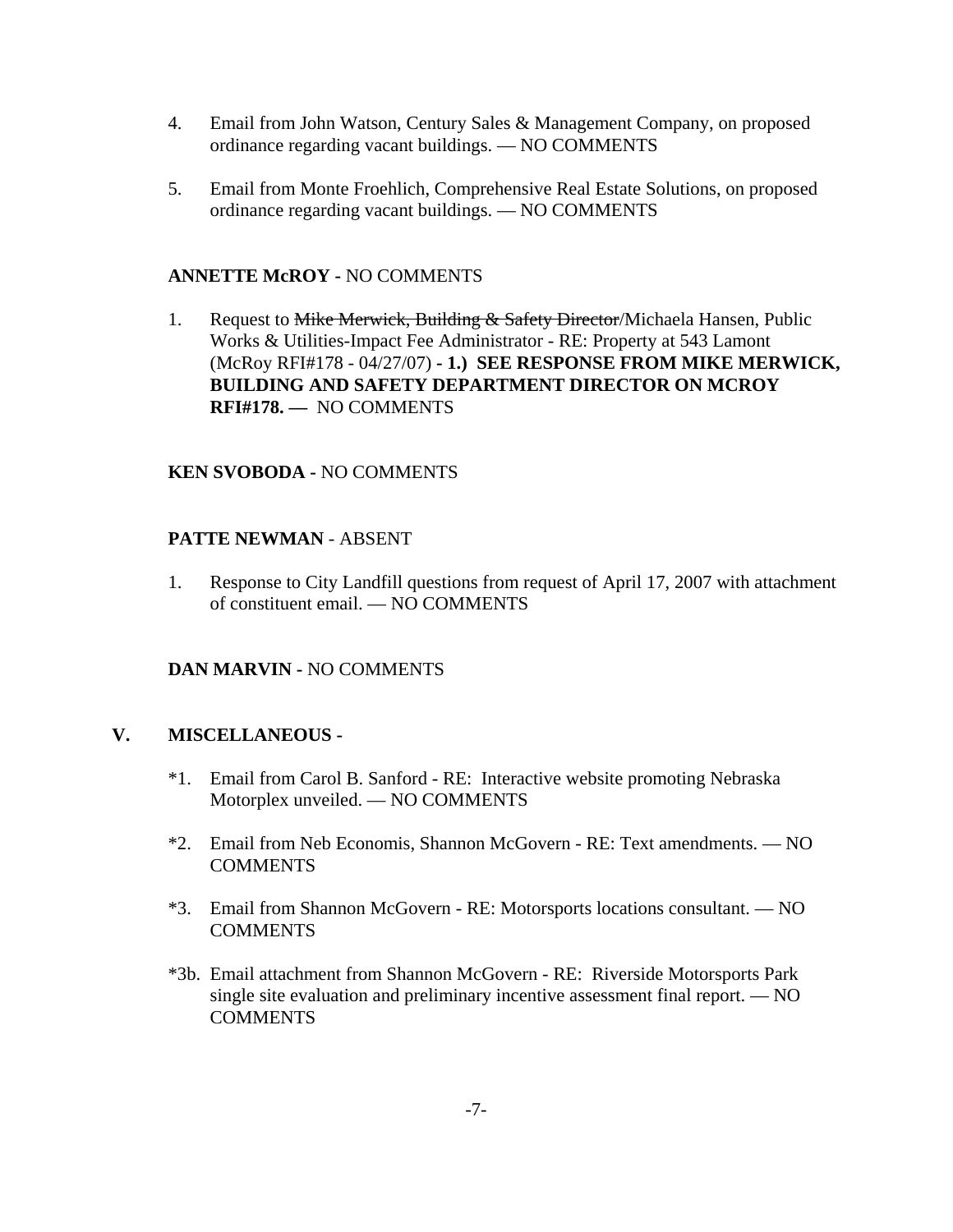4. Email from John Watson, Century Sales & Management Company, on proposed ordinance regarding vacant buildings. — NO COMMENTS

5. Email from Monte Froehlich, Comprehensive Real Estate Solutions, on proposed ordinance regarding vacant buildings. — NO COMMENTS

**ANNETTE McROY -** NO COMMENTS

1. Request to ~~Mike Merwick, Building & Safety Director~~/Michaela Hansen, Public Works & Utilities-Impact Fee Administrator - RE: Property at 543 Lamont (McRoy RFI#178 - 04/27/07) **- 1.) SEE RESPONSE FROM MIKE MERWICK, BUILDING AND SAFETY DEPARTMENT DIRECTOR ON MCROY RFI#178. —** NO COMMENTS

**KEN SVOBODA -** NO COMMENTS

**PATTE NEWMAN** - ABSENT

1. Response to City Landfill questions from request of April 17, 2007 with attachment of constituent email. — NO COMMENTS

**DAN MARVIN -** NO COMMENTS

## V. MISCELLANEOUS -

*1. Email from Carol B. Sanford - RE: Interactive website promoting Nebraska Motorplex unveiled. — NO COMMENTS

*2. Email from Neb Economis, Shannon McGovern - RE: Text amendments. — NO COMMENTS

*3. Email from Shannon McGovern - RE: Motorsports locations consultant. — NO COMMENTS

*3b. Email attachment from Shannon McGovern - RE: Riverside Motorsports Park single site evaluation and preliminary incentive assessment final report. — NO COMMENTS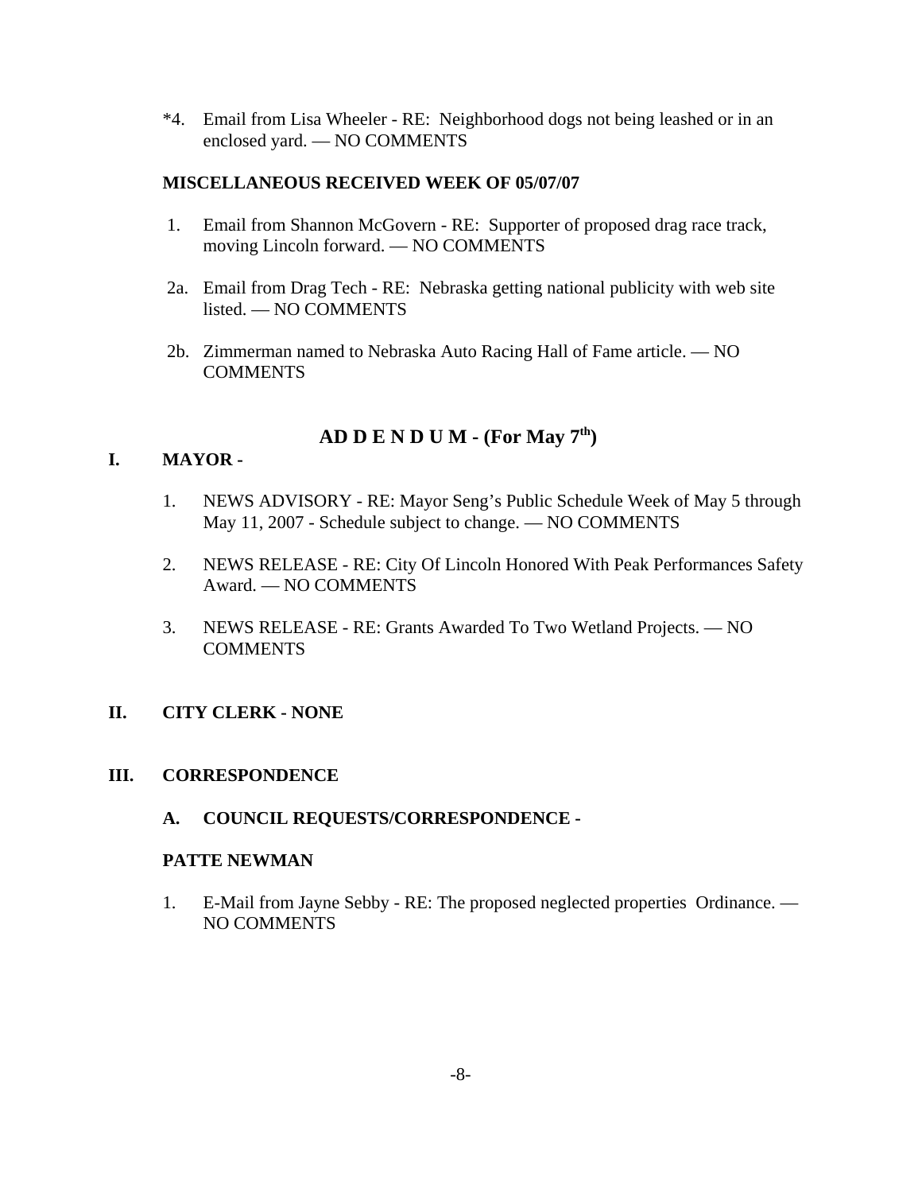*4. Email from Lisa Wheeler - RE: Neighborhood dogs not being leashed or in an enclosed yard. — NO COMMENTS

**MISCELLANEOUS RECEIVED WEEK OF 05/07/07**

1. Email from Shannon McGovern - RE: Supporter of proposed drag race track, moving Lincoln forward. — NO COMMENTS

2a. Email from Drag Tech - RE: Nebraska getting national publicity with web site listed. — NO COMMENTS

2b. Zimmerman named to Nebraska Auto Racing Hall of Fame article. — NO COMMENTS

## AD D E N D U M - (For May 7th)

**I. MAYOR -**

1. NEWS ADVISORY - RE: Mayor Seng's Public Schedule Week of May 5 through May 11, 2007 - Schedule subject to change. — NO COMMENTS

2. NEWS RELEASE - RE: City Of Lincoln Honored With Peak Performances Safety Award. — NO COMMENTS

3. NEWS RELEASE - RE: Grants Awarded To Two Wetland Projects. — NO COMMENTS

**II. CITY CLERK - NONE**

**III. CORRESPONDENCE**

**A. COUNCIL REQUESTS/CORRESPONDENCE -**

**PATTE NEWMAN**

1. E-Mail from Jayne Sebby - RE: The proposed neglected properties Ordinance. — NO COMMENTS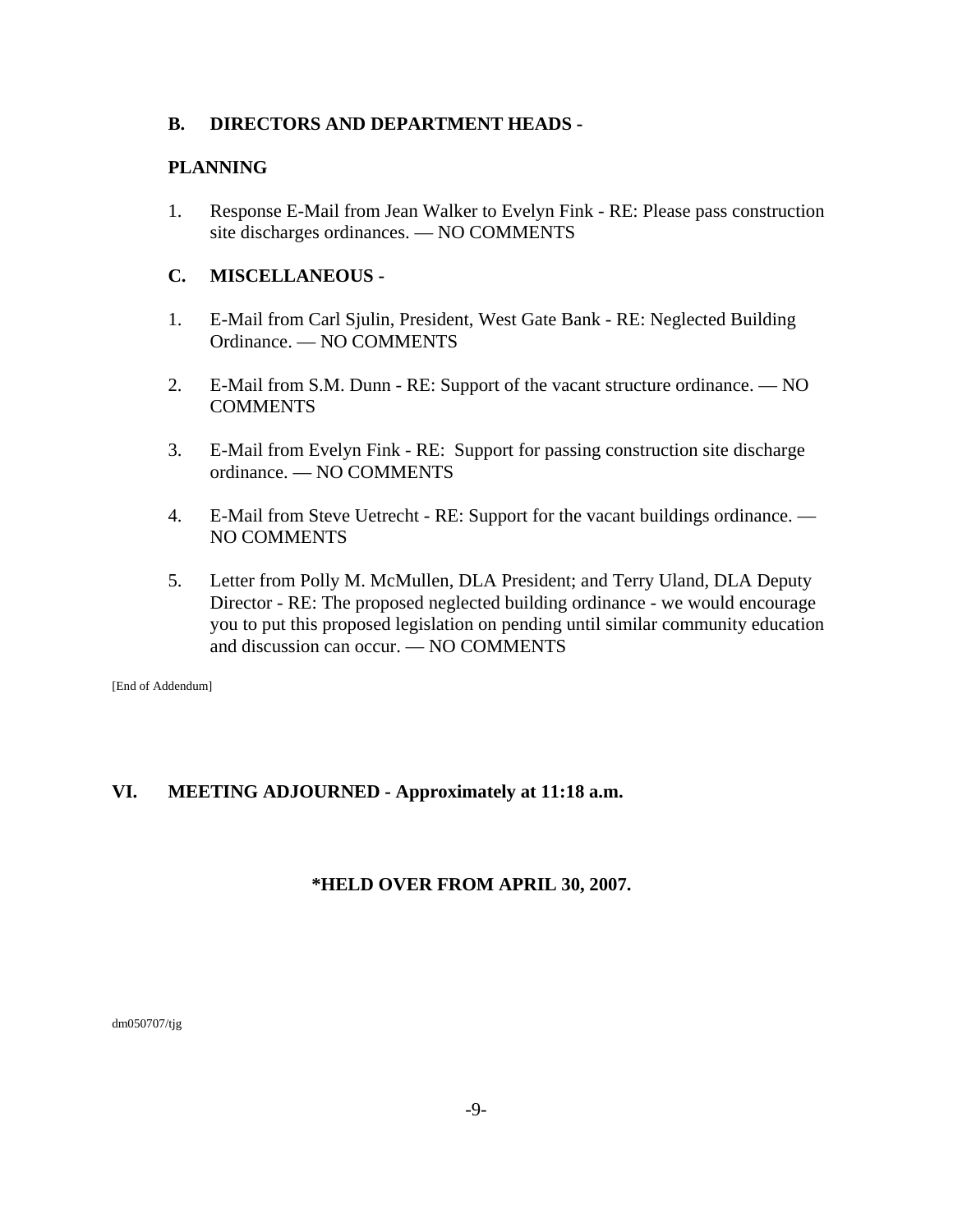### B. DIRECTORS AND DEPARTMENT HEADS -

**PLANNING**

1. Response E-Mail from Jean Walker to Evelyn Fink - RE: Please pass construction site discharges ordinances. — NO COMMENTS

### C. MISCELLANEOUS -

1. E-Mail from Carl Sjulin, President, West Gate Bank - RE: Neglected Building Ordinance. — NO COMMENTS

2. E-Mail from S.M. Dunn - RE: Support of the vacant structure ordinance. — NO COMMENTS

3. E-Mail from Evelyn Fink - RE: Support for passing construction site discharge ordinance. — NO COMMENTS

4. E-Mail from Steve Uetrecht - RE: Support for the vacant buildings ordinance. — NO COMMENTS

5. Letter from Polly M. McMullen, DLA President; and Terry Uland, DLA Deputy Director - RE: The proposed neglected building ordinance - we would encourage you to put this proposed legislation on pending until similar community education and discussion can occur. — NO COMMENTS

[End of Addendum]

## VI. MEETING ADJOURNED - Approximately at 11:18 a.m.

**\*HELD OVER FROM APRIL 30, 2007.**

dm050707/tjg